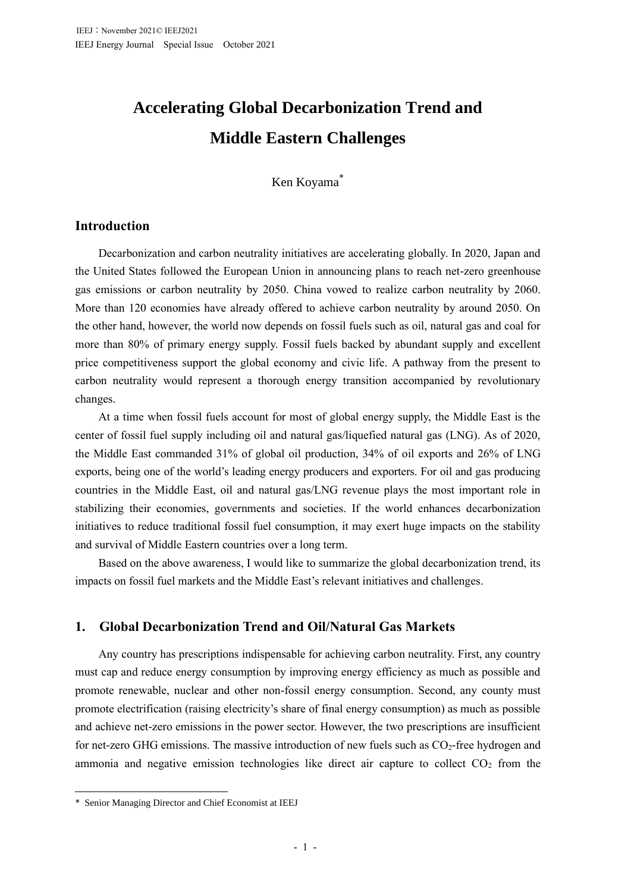# Accelerating Global Decarbonization Trend and Middle Eastern Challenges

Ken Koyama*

## Introduction

Decarbonization and carbon neutrality initiatives are accelerating globally. In 2020, Japan and the United States followed the European Union in announcing plans to reach net-zero greenhouse gas emissions or carbon neutrality by 2050. China vowed to realize carbon neutrality by 2060. More than 120 economies have already offered to achieve carbon neutrality by around 2050. On the other hand, however, the world now depends on fossil fuels such as oil, natural gas and coal for more than 80% of primary energy supply. Fossil fuels backed by abundant supply and excellent price competitiveness support the global economy and civic life. A pathway from the present to carbon neutrality would represent a thorough energy transition accompanied by revolutionary changes.

At a time when fossil fuels account for most of global energy supply, the Middle East is the center of fossil fuel supply including oil and natural gas/liquefied natural gas (LNG). As of 2020, the Middle East commanded 31% of global oil production, 34% of oil exports and 26% of LNG exports, being one of the world's leading energy producers and exporters. For oil and gas producing countries in the Middle East, oil and natural gas/LNG revenue plays the most important role in stabilizing their economies, governments and societies. If the world enhances decarbonization initiatives to reduce traditional fossil fuel consumption, it may exert huge impacts on the stability and survival of Middle Eastern countries over a long term.

Based on the above awareness, I would like to summarize the global decarbonization trend, its impacts on fossil fuel markets and the Middle East's relevant initiatives and challenges.

## 1. Global Decarbonization Trend and Oil/Natural Gas Markets

Any country has prescriptions indispensable for achieving carbon neutrality. First, any country must cap and reduce energy consumption by improving energy efficiency as much as possible and promote renewable, nuclear and other non-fossil energy consumption. Second, any county must promote electrification (raising electricity's share of final energy consumption) as much as possible and achieve net-zero emissions in the power sector. However, the two prescriptions are insufficient for net-zero GHG emissions. The massive introduction of new fuels such as $CO_2$-free hydrogen and ammonia and negative emission technologies like direct air capture to collect $CO_2$ from the

---

* Senior Managing Director and Chief Economist at IEEJ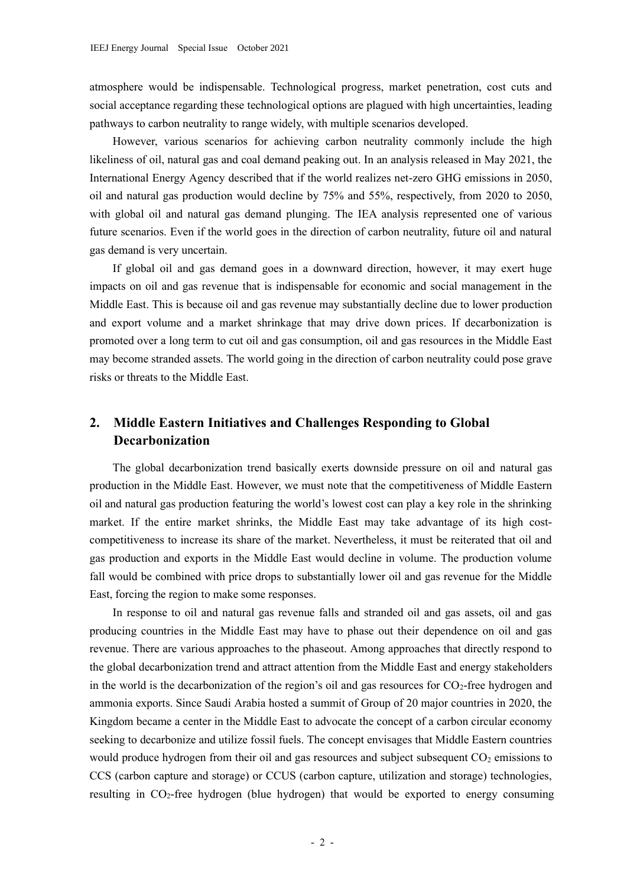atmosphere would be indispensable. Technological progress, market penetration, cost cuts and social acceptance regarding these technological options are plagued with high uncertainties, leading pathways to carbon neutrality to range widely, with multiple scenarios developed.

However, various scenarios for achieving carbon neutrality commonly include the high likeliness of oil, natural gas and coal demand peaking out. In an analysis released in May 2021, the International Energy Agency described that if the world realizes net-zero GHG emissions in 2050, oil and natural gas production would decline by 75% and 55%, respectively, from 2020 to 2050, with global oil and natural gas demand plunging. The IEA analysis represented one of various future scenarios. Even if the world goes in the direction of carbon neutrality, future oil and natural gas demand is very uncertain.

If global oil and gas demand goes in a downward direction, however, it may exert huge impacts on oil and gas revenue that is indispensable for economic and social management in the Middle East. This is because oil and gas revenue may substantially decline due to lower production and export volume and a market shrinkage that may drive down prices. If decarbonization is promoted over a long term to cut oil and gas consumption, oil and gas resources in the Middle East may become stranded assets. The world going in the direction of carbon neutrality could pose grave risks or threats to the Middle East.

## 2. Middle Eastern Initiatives and Challenges Responding to Global Decarbonization

The global decarbonization trend basically exerts downside pressure on oil and natural gas production in the Middle East. However, we must note that the competitiveness of Middle Eastern oil and natural gas production featuring the world's lowest cost can play a key role in the shrinking market. If the entire market shrinks, the Middle East may take advantage of its high cost-competitiveness to increase its share of the market. Nevertheless, it must be reiterated that oil and gas production and exports in the Middle East would decline in volume. The production volume fall would be combined with price drops to substantially lower oil and gas revenue for the Middle East, forcing the region to make some responses.

In response to oil and natural gas revenue falls and stranded oil and gas assets, oil and gas producing countries in the Middle East may have to phase out their dependence on oil and gas revenue. There are various approaches to the phaseout. Among approaches that directly respond to the global decarbonization trend and attract attention from the Middle East and energy stakeholders in the world is the decarbonization of the region's oil and gas resources for $CO_2$-free hydrogen and ammonia exports. Since Saudi Arabia hosted a summit of Group of 20 major countries in 2020, the Kingdom became a center in the Middle East to advocate the concept of a carbon circular economy seeking to decarbonize and utilize fossil fuels. The concept envisages that Middle Eastern countries would produce hydrogen from their oil and gas resources and subject subsequent $CO_2$ emissions to CCS (carbon capture and storage) or CCUS (carbon capture, utilization and storage) technologies, resulting in $CO_2$-free hydrogen (blue hydrogen) that would be exported to energy consuming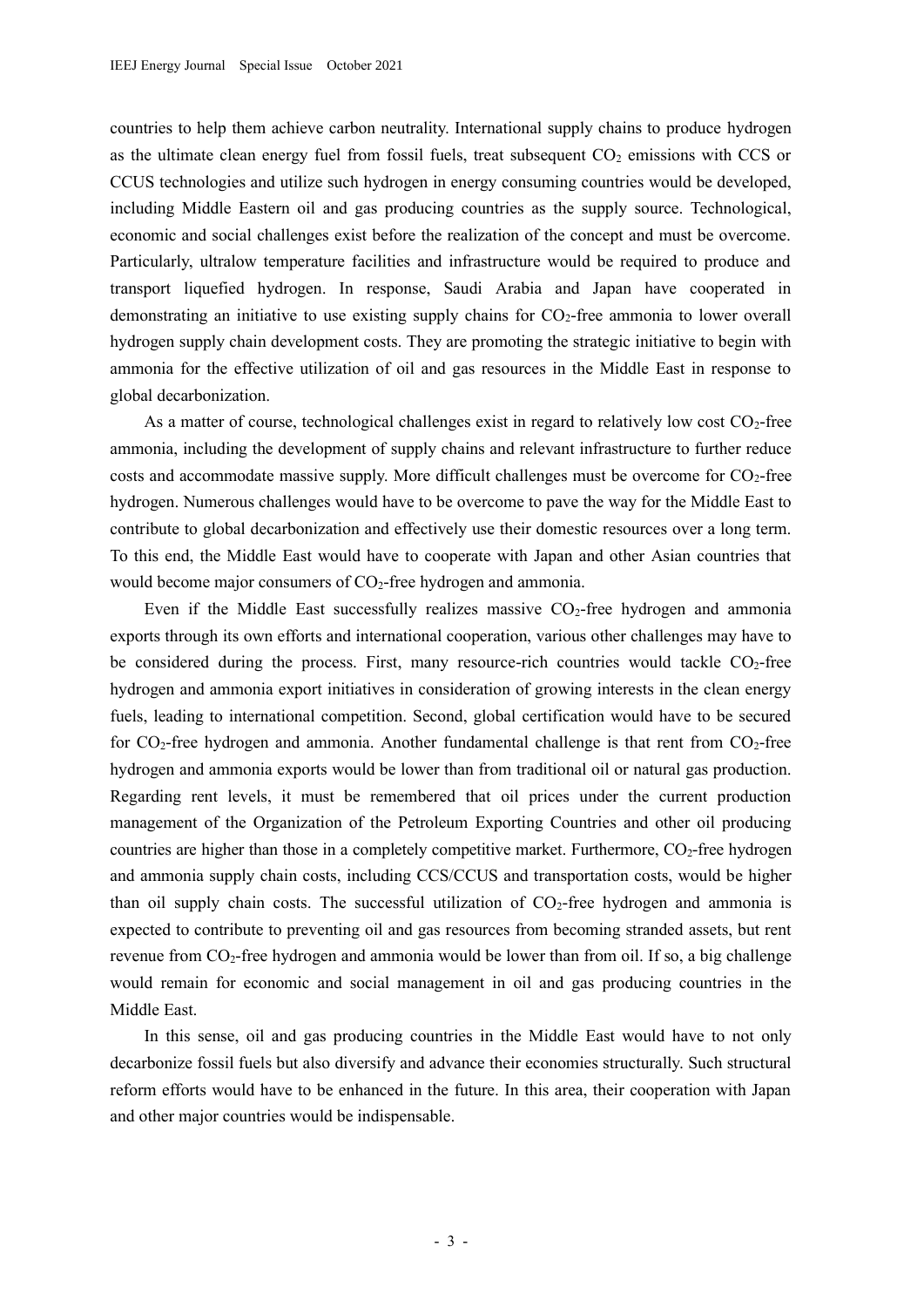countries to help them achieve carbon neutrality. International supply chains to produce hydrogen as the ultimate clean energy fuel from fossil fuels, treat subsequent $CO_2$ emissions with CCS or CCUS technologies and utilize such hydrogen in energy consuming countries would be developed, including Middle Eastern oil and gas producing countries as the supply source. Technological, economic and social challenges exist before the realization of the concept and must be overcome. Particularly, ultralow temperature facilities and infrastructure would be required to produce and transport liquefied hydrogen. In response, Saudi Arabia and Japan have cooperated in demonstrating an initiative to use existing supply chains for $CO_2$-free ammonia to lower overall hydrogen supply chain development costs. They are promoting the strategic initiative to begin with ammonia for the effective utilization of oil and gas resources in the Middle East in response to global decarbonization.

As a matter of course, technological challenges exist in regard to relatively low cost $CO_2$-free ammonia, including the development of supply chains and relevant infrastructure to further reduce costs and accommodate massive supply. More difficult challenges must be overcome for $CO_2$-free hydrogen. Numerous challenges would have to be overcome to pave the way for the Middle East to contribute to global decarbonization and effectively use their domestic resources over a long term. To this end, the Middle East would have to cooperate with Japan and other Asian countries that would become major consumers of $CO_2$-free hydrogen and ammonia.

Even if the Middle East successfully realizes massive $CO_2$-free hydrogen and ammonia exports through its own efforts and international cooperation, various other challenges may have to be considered during the process. First, many resource-rich countries would tackle $CO_2$-free hydrogen and ammonia export initiatives in consideration of growing interests in the clean energy fuels, leading to international competition. Second, global certification would have to be secured for $CO_2$-free hydrogen and ammonia. Another fundamental challenge is that rent from $CO_2$-free hydrogen and ammonia exports would be lower than from traditional oil or natural gas production. Regarding rent levels, it must be remembered that oil prices under the current production management of the Organization of the Petroleum Exporting Countries and other oil producing countries are higher than those in a completely competitive market. Furthermore, $CO_2$-free hydrogen and ammonia supply chain costs, including CCS/CCUS and transportation costs, would be higher than oil supply chain costs. The successful utilization of $CO_2$-free hydrogen and ammonia is expected to contribute to preventing oil and gas resources from becoming stranded assets, but rent revenue from $CO_2$-free hydrogen and ammonia would be lower than from oil. If so, a big challenge would remain for economic and social management in oil and gas producing countries in the Middle East.

In this sense, oil and gas producing countries in the Middle East would have to not only decarbonize fossil fuels but also diversify and advance their economies structurally. Such structural reform efforts would have to be enhanced in the future. In this area, their cooperation with Japan and other major countries would be indispensable.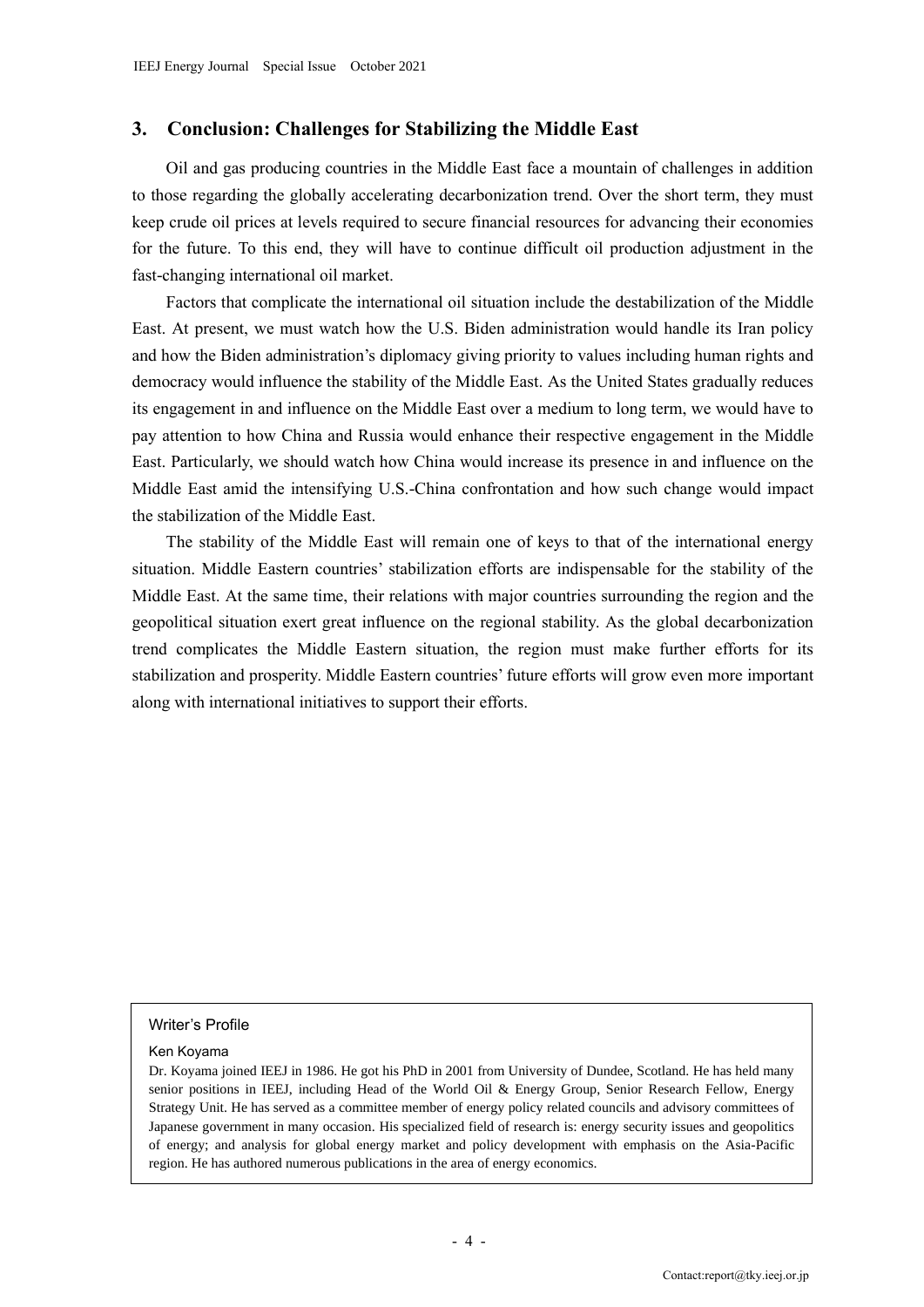## 3. Conclusion: Challenges for Stabilizing the Middle East

Oil and gas producing countries in the Middle East face a mountain of challenges in addition to those regarding the globally accelerating decarbonization trend. Over the short term, they must keep crude oil prices at levels required to secure financial resources for advancing their economies for the future. To this end, they will have to continue difficult oil production adjustment in the fast-changing international oil market.

Factors that complicate the international oil situation include the destabilization of the Middle East. At present, we must watch how the U.S. Biden administration would handle its Iran policy and how the Biden administration's diplomacy giving priority to values including human rights and democracy would influence the stability of the Middle East. As the United States gradually reduces its engagement in and influence on the Middle East over a medium to long term, we would have to pay attention to how China and Russia would enhance their respective engagement in the Middle East. Particularly, we should watch how China would increase its presence in and influence on the Middle East amid the intensifying U.S.-China confrontation and how such change would impact the stabilization of the Middle East.

The stability of the Middle East will remain one of keys to that of the international energy situation. Middle Eastern countries' stabilization efforts are indispensable for the stability of the Middle East. At the same time, their relations with major countries surrounding the region and the geopolitical situation exert great influence on the regional stability. As the global decarbonization trend complicates the Middle Eastern situation, the region must make further efforts for its stabilization and prosperity. Middle Eastern countries' future efforts will grow even more important along with international initiatives to support their efforts.

Writer's Profile

Ken Koyama

Dr. Koyama joined IEEJ in 1986. He got his PhD in 2001 from University of Dundee, Scotland. He has held many senior positions in IEEJ, including Head of the World Oil & Energy Group, Senior Research Fellow, Energy Strategy Unit. He has served as a committee member of energy policy related councils and advisory committees of Japanese government in many occasion. His specialized field of research is: energy security issues and geopolitics of energy; and analysis for global energy market and policy development with emphasis on the Asia-Pacific region. He has authored numerous publications in the area of energy economics.